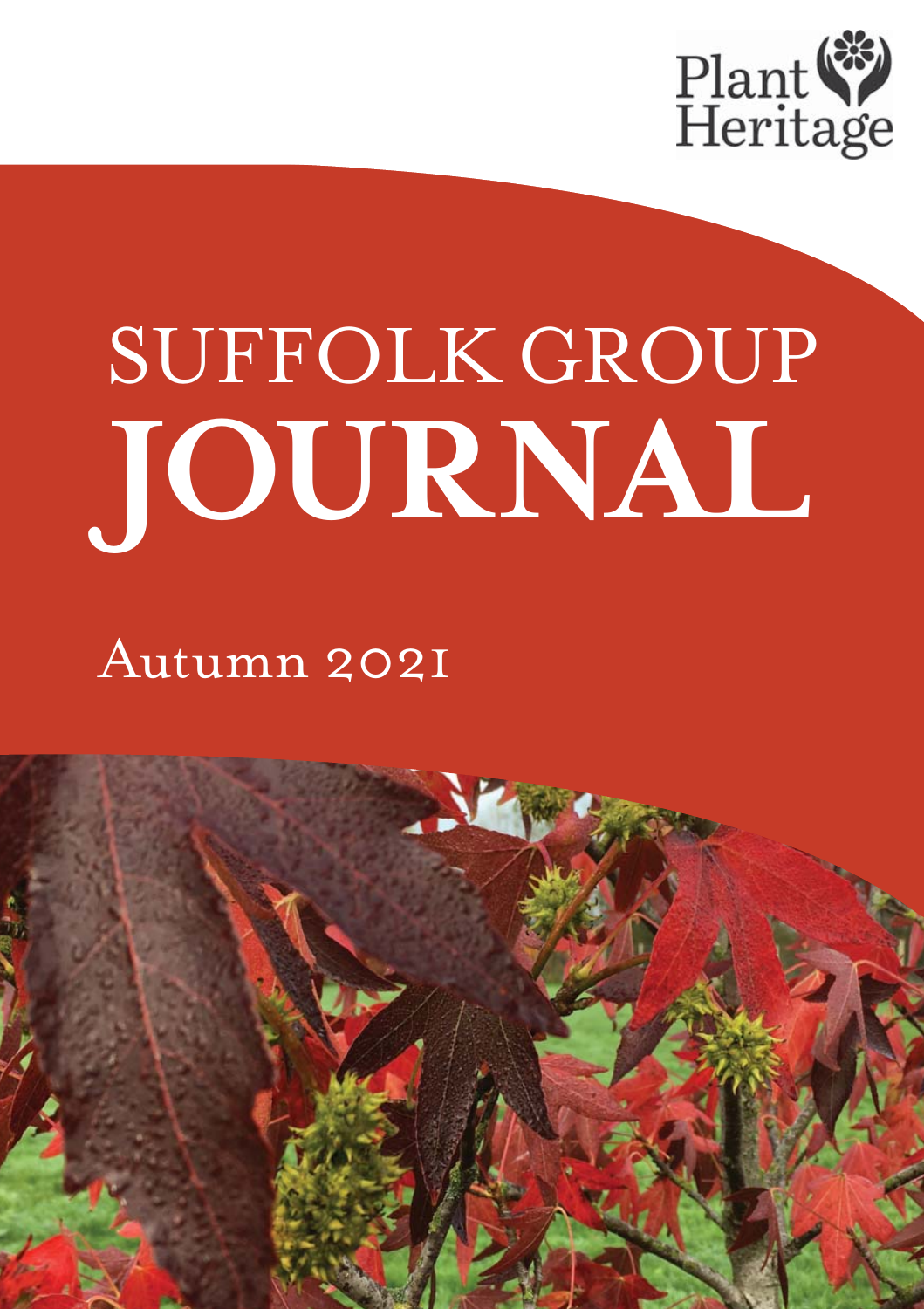Plant Heritage

# SUFFOLK GROUP JOURNAL

Autumn 2021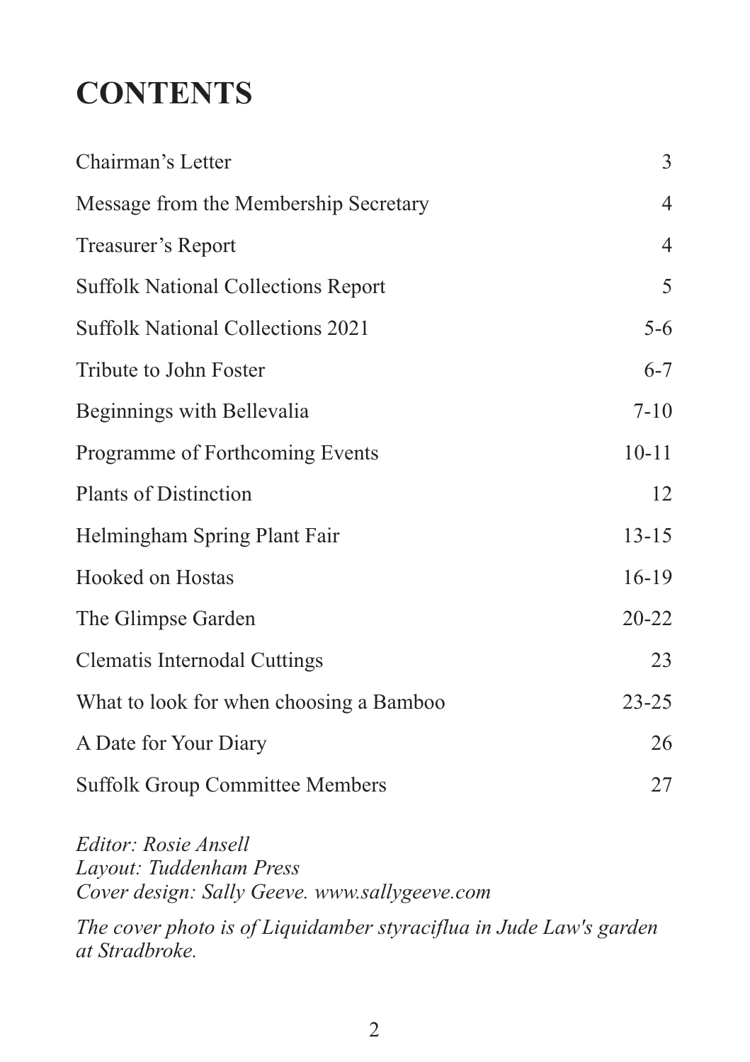# CONTENTS

| | |
|---|---|
| Chairman's Letter | 3 |
| Message from the Membership Secretary | 4 |
| Treasurer's Report | 4 |
| Suffolk National Collections Report | 5 |
| Suffolk National Collections 2021 | 5-6 |
| Tribute to John Foster | 6-7 |
| Beginnings with Bellevalia | 7-10 |
| Programme of Forthcoming Events | 10-11 |
| Plants of Distinction | 12 |
| Helmingham Spring Plant Fair | 13-15 |
| Hooked on Hostas | 16-19 |
| The Glimpse Garden | 20-22 |
| Clematis Internodal Cuttings | 23 |
| What to look for when choosing a Bamboo | 23-25 |
| A Date for Your Diary | 26 |
| Suffolk Group Committee Members | 27 |

*Editor: Rosie Ansell*
*Layout: Tuddenham Press*
*Cover design: Sally Geeve. www.sallygeeve.com*

*The cover photo is of Liquidamber styraciflua in Jude Law's garden at Stradbroke.*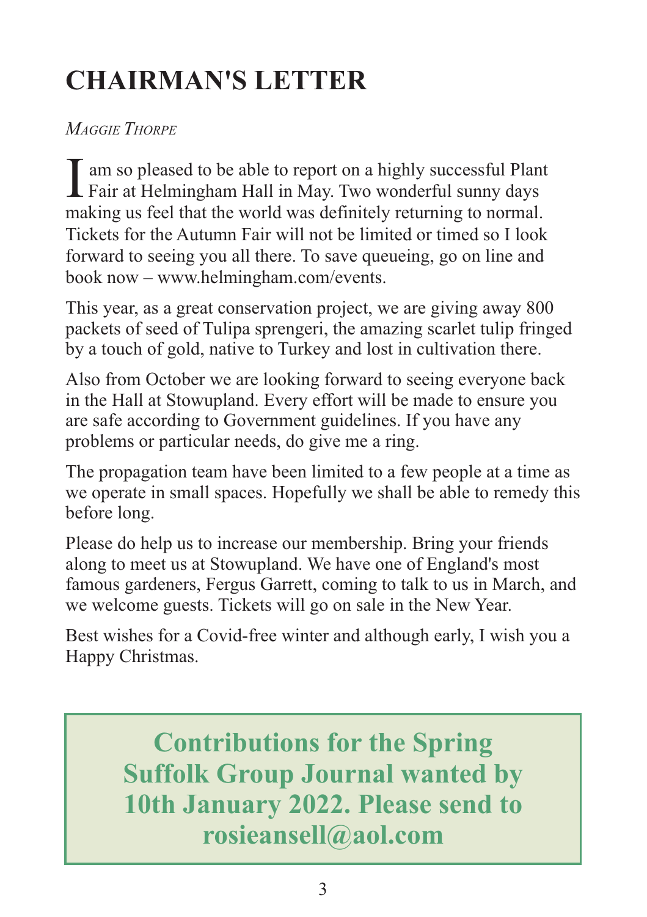# CHAIRMAN'S LETTER

*Maggie Thorpe*

I am so pleased to be able to report on a highly successful Plant Fair at Helmingham Hall in May. Two wonderful sunny days making us feel that the world was definitely returning to normal. Tickets for the Autumn Fair will not be limited or timed so I look forward to seeing you all there. To save queueing, go on line and book now – www.helmingham.com/events.

This year, as a great conservation project, we are giving away 800 packets of seed of Tulipa sprengeri, the amazing scarlet tulip fringed by a touch of gold, native to Turkey and lost in cultivation there.

Also from October we are looking forward to seeing everyone back in the Hall at Stowupland. Every effort will be made to ensure you are safe according to Government guidelines. If you have any problems or particular needs, do give me a ring.

The propagation team have been limited to a few people at a time as we operate in small spaces. Hopefully we shall be able to remedy this before long.

Please do help us to increase our membership. Bring your friends along to meet us at Stowupland. We have one of England's most famous gardeners, Fergus Garrett, coming to talk to us in March, and we welcome guests. Tickets will go on sale in the New Year.

Best wishes for a Covid-free winter and although early, I wish you a Happy Christmas.

**Contributions for the Spring Suffolk Group Journal wanted by 10th January 2022. Please send to rosieansell@aol.com**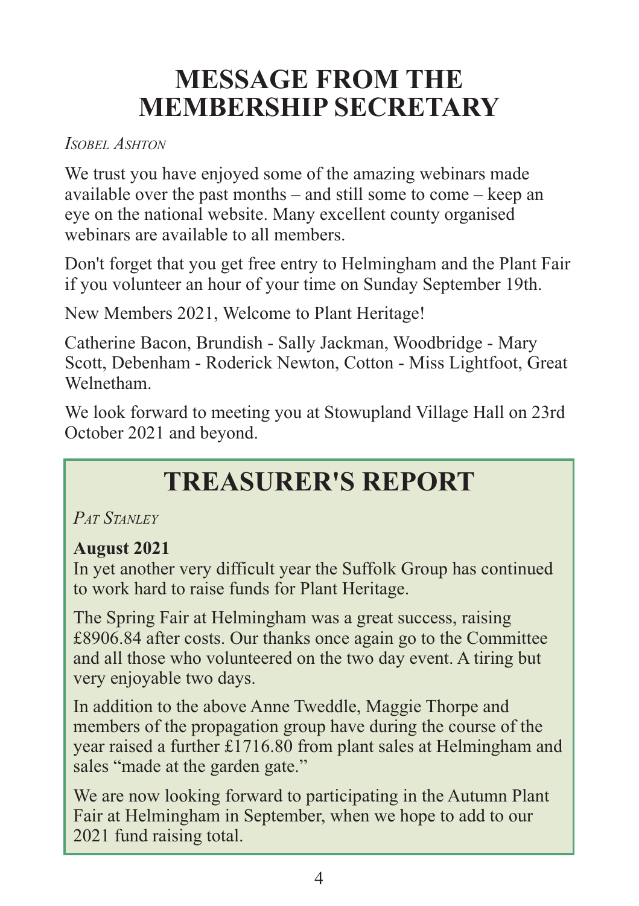# MESSAGE FROM THE MEMBERSHIP SECRETARY

*Isobel Ashton*

We trust you have enjoyed some of the amazing webinars made available over the past months – and still some to come – keep an eye on the national website. Many excellent county organised webinars are available to all members.

Don't forget that you get free entry to Helmingham and the Plant Fair if you volunteer an hour of your time on Sunday September 19th.

New Members 2021, Welcome to Plant Heritage!

Catherine Bacon, Brundish - Sally Jackman, Woodbridge - Mary Scott, Debenham - Roderick Newton, Cotton - Miss Lightfoot, Great Welnetham.

We look forward to meeting you at Stowupland Village Hall on 23rd October 2021 and beyond.

# TREASURER'S REPORT

*Pat Stanley*

**August 2021**
In yet another very difficult year the Suffolk Group has continued to work hard to raise funds for Plant Heritage.

The Spring Fair at Helmingham was a great success, raising £8906.84 after costs. Our thanks once again go to the Committee and all those who volunteered on the two day event. A tiring but very enjoyable two days.

In addition to the above Anne Tweddle, Maggie Thorpe and members of the propagation group have during the course of the year raised a further £1716.80 from plant sales at Helmingham and sales "made at the garden gate."

We are now looking forward to participating in the Autumn Plant Fair at Helmingham in September, when we hope to add to our 2021 fund raising total.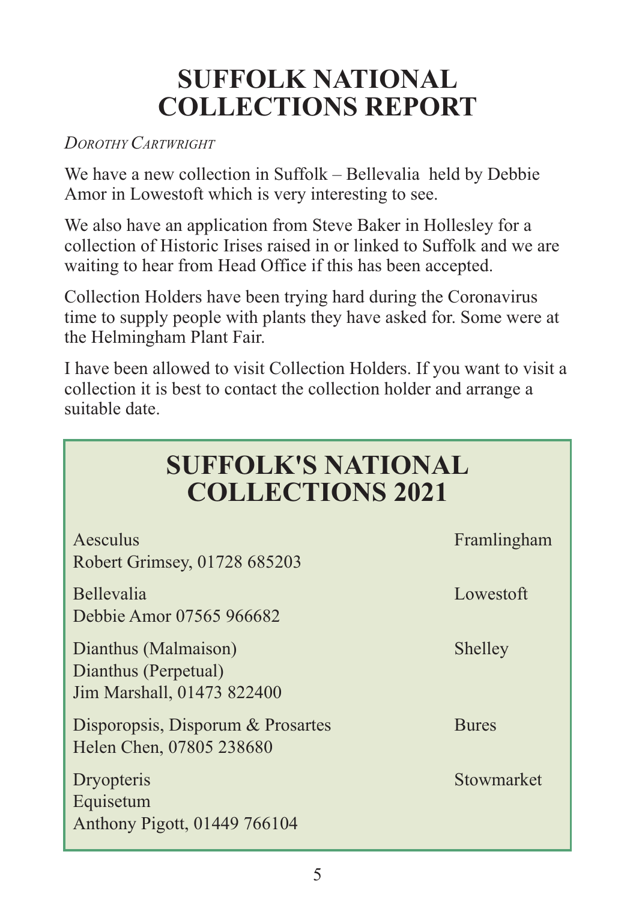# SUFFOLK NATIONAL COLLECTIONS REPORT

*Dorothy Cartwright*

We have a new collection in Suffolk – Bellevalia held by Debbie Amor in Lowestoft which is very interesting to see.

We also have an application from Steve Baker in Hollesley for a collection of Historic Irises raised in or linked to Suffolk and we are waiting to hear from Head Office if this has been accepted.

Collection Holders have been trying hard during the Coronavirus time to supply people with plants they have asked for. Some were at the Helmingham Plant Fair.

I have been allowed to visit Collection Holders. If you want to visit a collection it is best to contact the collection holder and arrange a suitable date.

## SUFFOLK'S NATIONAL COLLECTIONS 2021

| Collection | Location |
|---|---|
| Aesculus<br>Robert Grimsey, 01728 685203 | Framlingham |
| Bellevalia<br>Debbie Amor 07565 966682 | Lowestoft |
| Dianthus (Malmaison)<br>Dianthus (Perpetual)<br>Jim Marshall, 01473 822400 | Shelley |
| Disporopsis, Disporum & Prosartes<br>Helen Chen, 07805 238680 | Bures |
| Dryopteris<br>Equisetum<br>Anthony Pigott, 01449 766104 | Stowmarket |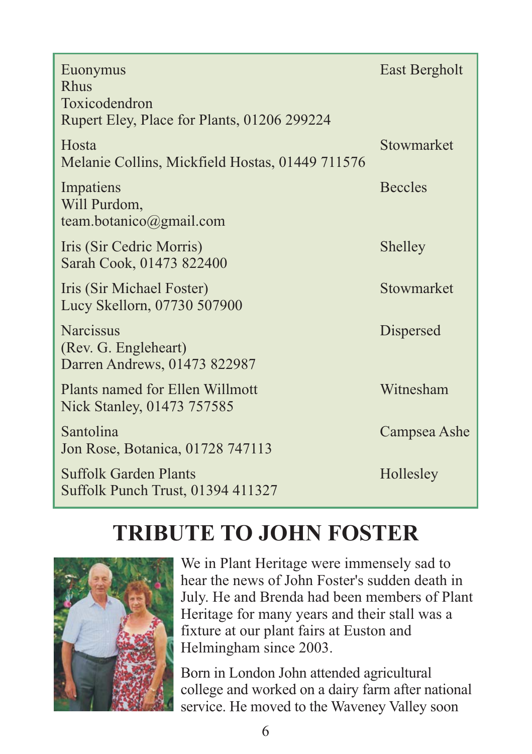| Collection | Location |
|---|---|
| Euonymus<br>Rhus<br>Toxicodendron<br>Rupert Eley, Place for Plants, 01206 299224 | East Bergholt |
| Hosta<br>Melanie Collins, Mickfield Hostas, 01449 711576 | Stowmarket |
| Impatiens<br>Will Purdom,<br>team.botanico@gmail.com | Beccles |
| Iris (Sir Cedric Morris)<br>Sarah Cook, 01473 822400 | Shelley |
| Iris (Sir Michael Foster)<br>Lucy Skellorn, 07730 507900 | Stowmarket |
| Narcissus<br>(Rev. G. Engleheart)<br>Darren Andrews, 01473 822987 | Dispersed |
| Plants named for Ellen Willmott<br>Nick Stanley, 01473 757585 | Witnesham |
| Santolina<br>Jon Rose, Botanica, 01728 747113 | Campsea Ashe |
| Suffolk Garden Plants<br>Suffolk Punch Trust, 01394 411327 | Hollesley |

# TRIBUTE TO JOHN FOSTER

We in Plant Heritage were immensely sad to hear the news of John Foster's sudden death in July. He and Brenda had been members of Plant Heritage for many years and their stall was a fixture at our plant fairs at Euston and Helmingham since 2003.

Born in London John attended agricultural college and worked on a dairy farm after national service. He moved to the Waveney Valley soon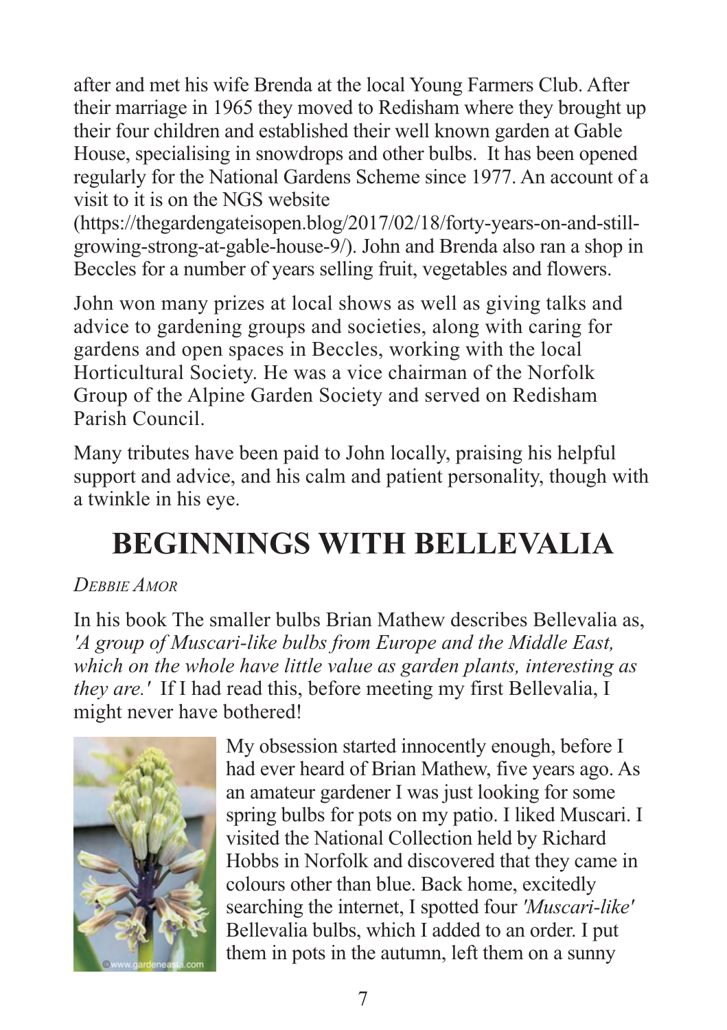after and met his wife Brenda at the local Young Farmers Club. After their marriage in 1965 they moved to Redisham where they brought up their four children and established their well known garden at Gable House, specialising in snowdrops and other bulbs. It has been opened regularly for the National Gardens Scheme since 1977. An account of a visit to it is on the NGS website (https://thegardengateisopen.blog/2017/02/18/forty-years-on-and-still-growing-strong-at-gable-house-9/). John and Brenda also ran a shop in Beccles for a number of years selling fruit, vegetables and flowers.

John won many prizes at local shows as well as giving talks and advice to gardening groups and societies, along with caring for gardens and open spaces in Beccles, working with the local Horticultural Society. He was a vice chairman of the Norfolk Group of the Alpine Garden Society and served on Redisham Parish Council.

Many tributes have been paid to John locally, praising his helpful support and advice, and his calm and patient personality, though with a twinkle in his eye.

# BEGINNINGS WITH BELLEVALIA

*Debbie Amor*

In his book The smaller bulbs Brian Mathew describes Bellevalia as, *'A group of Muscari-like bulbs from Europe and the Middle East, which on the whole have little value as garden plants, interesting as they are.'* If I had read this, before meeting my first Bellevalia, I might never have bothered!

My obsession started innocently enough, before I had ever heard of Brian Mathew, five years ago. As an amateur gardener I was just looking for some spring bulbs for pots on my patio. I liked Muscari. I visited the National Collection held by Richard Hobbs in Norfolk and discovered that they came in colours other than blue. Back home, excitedly searching the internet, I spotted four *'Muscari-like'* Bellevalia bulbs, which I added to an order. I put them in pots in the autumn, left them on a sunny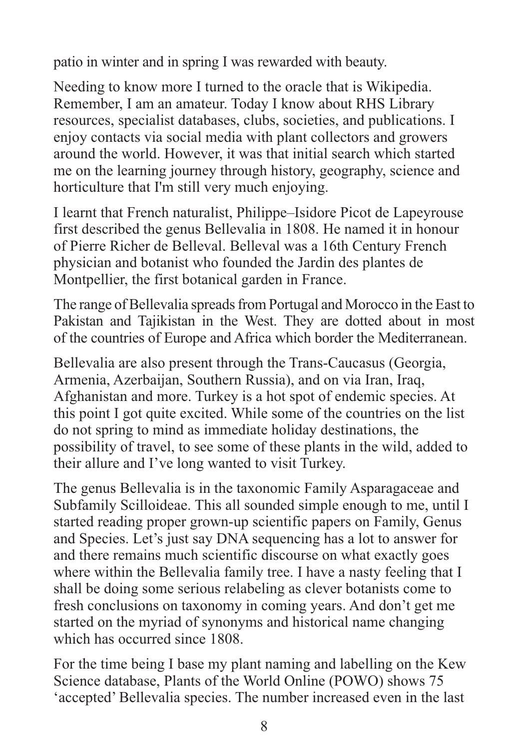patio in winter and in spring I was rewarded with beauty.

Needing to know more I turned to the oracle that is Wikipedia. Remember, I am an amateur. Today I know about RHS Library resources, specialist databases, clubs, societies, and publications. I enjoy contacts via social media with plant collectors and growers around the world. However, it was that initial search which started me on the learning journey through history, geography, science and horticulture that I'm still very much enjoying.

I learnt that French naturalist, Philippe–Isidore Picot de Lapeyrouse first described the genus Bellevalia in 1808. He named it in honour of Pierre Richer de Belleval. Belleval was a 16th Century French physician and botanist who founded the Jardin des plantes de Montpellier, the first botanical garden in France.

The range of Bellevalia spreads from Portugal and Morocco in the East to Pakistan and Tajikistan in the West. They are dotted about in most of the countries of Europe and Africa which border the Mediterranean.

Bellevalia are also present through the Trans-Caucasus (Georgia, Armenia, Azerbaijan, Southern Russia), and on via Iran, Iraq, Afghanistan and more. Turkey is a hot spot of endemic species. At this point I got quite excited. While some of the countries on the list do not spring to mind as immediate holiday destinations, the possibility of travel, to see some of these plants in the wild, added to their allure and I've long wanted to visit Turkey.

The genus Bellevalia is in the taxonomic Family Asparagaceae and Subfamily Scilloideae. This all sounded simple enough to me, until I started reading proper grown-up scientific papers on Family, Genus and Species. Let's just say DNA sequencing has a lot to answer for and there remains much scientific discourse on what exactly goes where within the Bellevalia family tree. I have a nasty feeling that I shall be doing some serious relabeling as clever botanists come to fresh conclusions on taxonomy in coming years. And don't get me started on the myriad of synonyms and historical name changing which has occurred since 1808.

For the time being I base my plant naming and labelling on the Kew Science database, Plants of the World Online (POWO) shows 75 'accepted' Bellevalia species. The number increased even in the last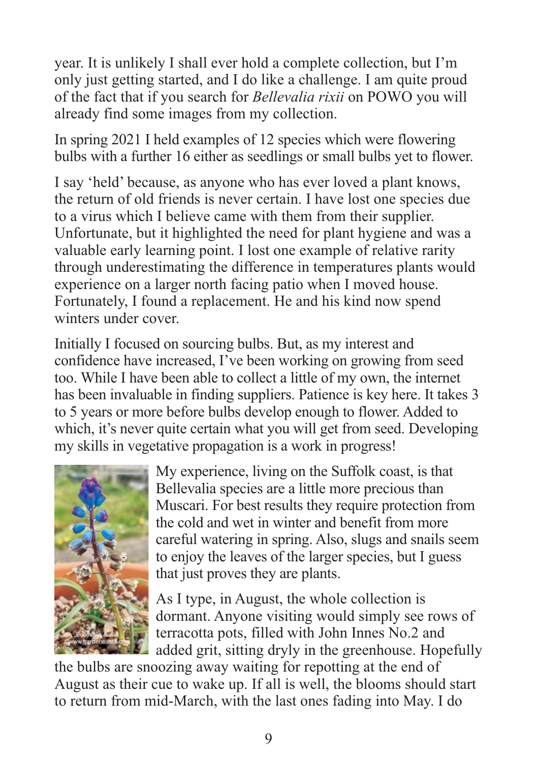year. It is unlikely I shall ever hold a complete collection, but I'm only just getting started, and I do like a challenge. I am quite proud of the fact that if you search for *Bellevalia rixii* on POWO you will already find some images from my collection.

In spring 2021 I held examples of 12 species which were flowering bulbs with a further 16 either as seedlings or small bulbs yet to flower.

I say 'held' because, as anyone who has ever loved a plant knows, the return of old friends is never certain. I have lost one species due to a virus which I believe came with them from their supplier. Unfortunate, but it highlighted the need for plant hygiene and was a valuable early learning point. I lost one example of relative rarity through underestimating the difference in temperatures plants would experience on a larger north facing patio when I moved house. Fortunately, I found a replacement. He and his kind now spend winters under cover.

Initially I focused on sourcing bulbs. But, as my interest and confidence have increased, I've been working on growing from seed too. While I have been able to collect a little of my own, the internet has been invaluable in finding suppliers. Patience is key here. It takes 3 to 5 years or more before bulbs develop enough to flower. Added to which, it's never quite certain what you will get from seed. Developing my skills in vegetative propagation is a work in progress!

Bellevalia dubia
www.gardeneasta.com

My experience, living on the Suffolk coast, is that Bellevalia species are a little more precious than Muscari. For best results they require protection from the cold and wet in winter and benefit from more careful watering in spring. Also, slugs and snails seem to enjoy the leaves of the larger species, but I guess that just proves they are plants.

As I type, in August, the whole collection is dormant. Anyone visiting would simply see rows of terracotta pots, filled with John Innes No.2 and added grit, sitting dryly in the greenhouse. Hopefully the bulbs are snoozing away waiting for repotting at the end of August as their cue to wake up. If all is well, the blooms should start to return from mid-March, with the last ones fading into May. I do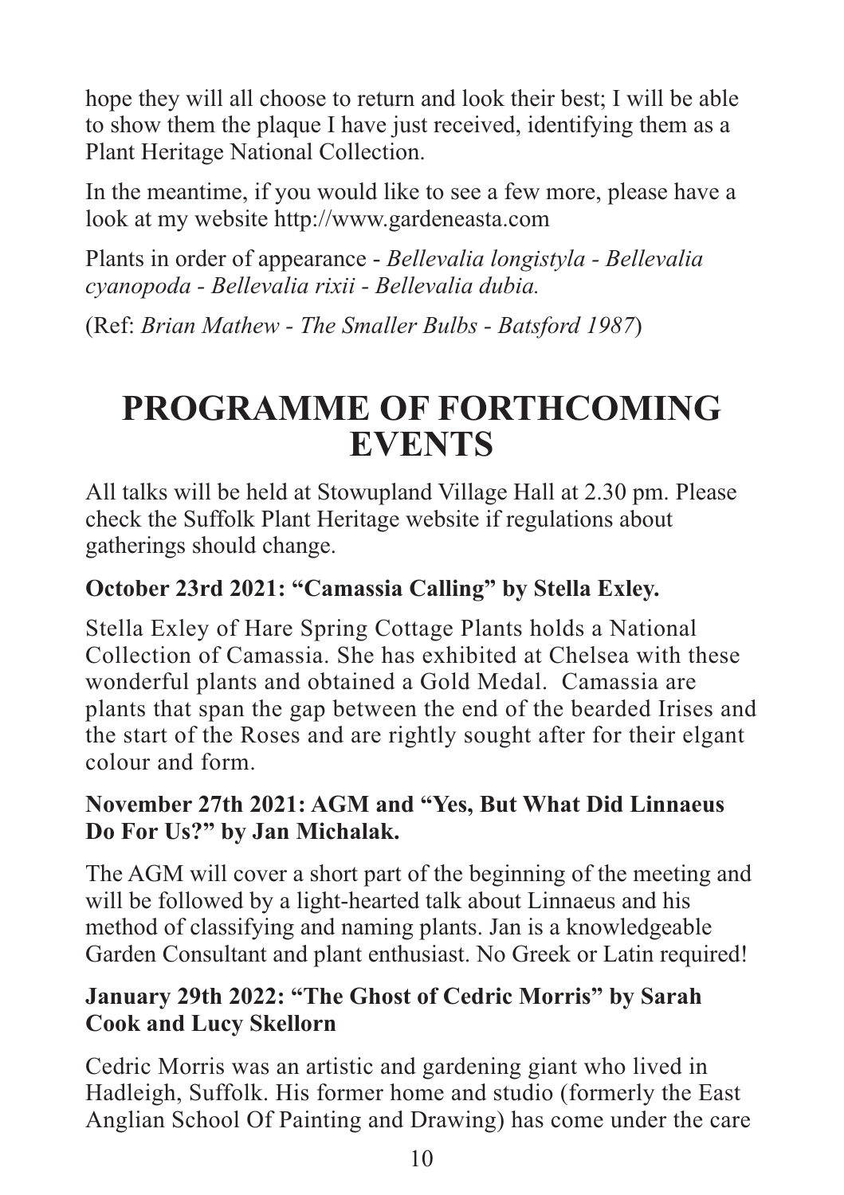hope they will all choose to return and look their best; I will be able to show them the plaque I have just received, identifying them as a Plant Heritage National Collection.

In the meantime, if you would like to see a few more, please have a look at my website http://www.gardeneasta.com

Plants in order of appearance - *Bellevalia longistyla - Bellevalia cyanopoda - Bellevalia rixii - Bellevalia dubia.*

(Ref: *Brian Mathew - The Smaller Bulbs - Batsford 1987*)

# PROGRAMME OF FORTHCOMING EVENTS

All talks will be held at Stowupland Village Hall at 2.30 pm. Please check the Suffolk Plant Heritage website if regulations about gatherings should change.

**October 23rd 2021: "Camassia Calling" by Stella Exley.**

Stella Exley of Hare Spring Cottage Plants holds a National Collection of Camassia. She has exhibited at Chelsea with these wonderful plants and obtained a Gold Medal. Camassia are plants that span the gap between the end of the bearded Irises and the start of the Roses and are rightly sought after for their elgant colour and form.

**November 27th 2021: AGM and "Yes, But What Did Linnaeus Do For Us?" by Jan Michalak.**

The AGM will cover a short part of the beginning of the meeting and will be followed by a light-hearted talk about Linnaeus and his method of classifying and naming plants. Jan is a knowledgeable Garden Consultant and plant enthusiast. No Greek or Latin required!

**January 29th 2022: "The Ghost of Cedric Morris" by Sarah Cook and Lucy Skellorn**

Cedric Morris was an artistic and gardening giant who lived in Hadleigh, Suffolk. His former home and studio (formerly the East Anglian School Of Painting and Drawing) has come under the care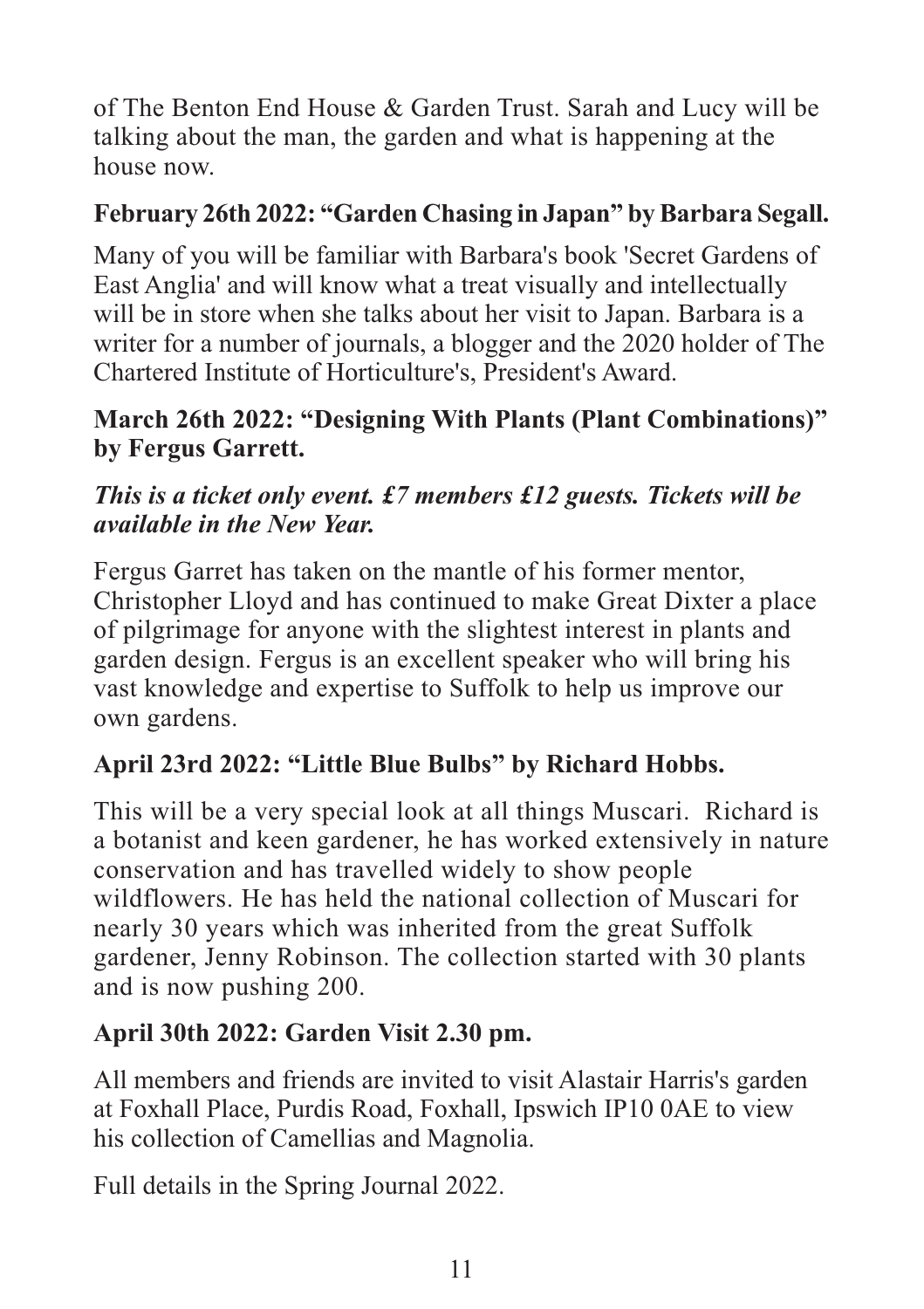of The Benton End House & Garden Trust. Sarah and Lucy will be talking about the man, the garden and what is happening at the house now.

**February 26th 2022: "Garden Chasing in Japan" by Barbara Segall.**

Many of you will be familiar with Barbara's book 'Secret Gardens of East Anglia' and will know what a treat visually and intellectually will be in store when she talks about her visit to Japan. Barbara is a writer for a number of journals, a blogger and the 2020 holder of The Chartered Institute of Horticulture's, President's Award.

**March 26th 2022: "Designing With Plants (Plant Combinations)" by Fergus Garrett.**

***This is a ticket only event. £7 members £12 guests. Tickets will be available in the New Year.***

Fergus Garret has taken on the mantle of his former mentor, Christopher Lloyd and has continued to make Great Dixter a place of pilgrimage for anyone with the slightest interest in plants and garden design. Fergus is an excellent speaker who will bring his vast knowledge and expertise to Suffolk to help us improve our own gardens.

**April 23rd 2022: "Little Blue Bulbs" by Richard Hobbs.**

This will be a very special look at all things Muscari. Richard is a botanist and keen gardener, he has worked extensively in nature conservation and has travelled widely to show people wildflowers. He has held the national collection of Muscari for nearly 30 years which was inherited from the great Suffolk gardener, Jenny Robinson. The collection started with 30 plants and is now pushing 200.

**April 30th 2022: Garden Visit 2.30 pm.**

All members and friends are invited to visit Alastair Harris's garden at Foxhall Place, Purdis Road, Foxhall, Ipswich IP10 0AE to view his collection of Camellias and Magnolia.

Full details in the Spring Journal 2022.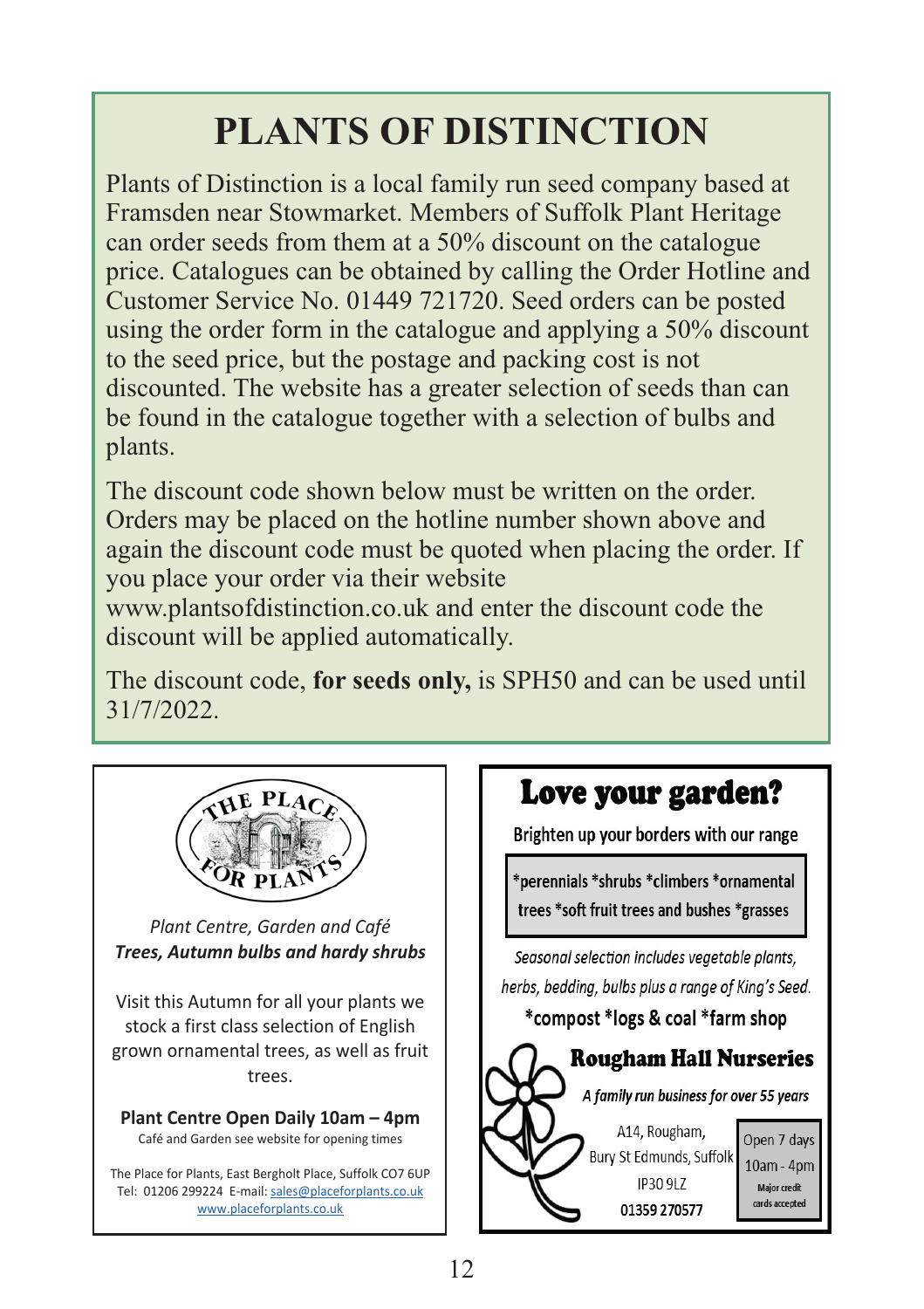# PLANTS OF DISTINCTION

Plants of Distinction is a local family run seed company based at Framsden near Stowmarket. Members of Suffolk Plant Heritage can order seeds from them at a 50% discount on the catalogue price. Catalogues can be obtained by calling the Order Hotline and Customer Service No. 01449 721720. Seed orders can be posted using the order form in the catalogue and applying a 50% discount to the seed price, but the postage and packing cost is not discounted. The website has a greater selection of seeds than can be found in the catalogue together with a selection of bulbs and plants.

The discount code shown below must be written on the order. Orders may be placed on the hotline number shown above and again the discount code must be quoted when placing the order. If you place your order via their website www.plantsofdistinction.co.uk and enter the discount code the discount will be applied automatically.

The discount code, **for seeds only,** is SPH50 and can be used until 31/7/2022.

---

THE PLACE FOR PLANTS

*Plant Centre, Garden and Café*
***Trees, Autumn bulbs and hardy shrubs***

Visit this Autumn for all your plants we stock a first class selection of English grown ornamental trees, as well as fruit trees.

**Plant Centre Open Daily 10am – 4pm**
Café and Garden see website for opening times

The Place for Plants, East Bergholt Place, Suffolk CO7 6UP
Tel: 01206 299224 E-mail: sales@placeforplants.co.uk
www.placeforplants.co.uk

---

## Love your garden?

Brighten up your borders with our range

*perennials *shrubs *climbers *ornamental trees *soft fruit trees and bushes *grasses

*Seasonal selection includes vegetable plants, herbs, bedding, bulbs plus a range of King's Seed.*

*compost *logs & coal *farm shop

### Rougham Hall Nurseries

*A family run business for over 55 years*

A14, Rougham,
Bury St Edmunds, Suffolk
IP30 9LZ
**01359 270577**

Open 7 days
10am - 4pm
Major credit cards accepted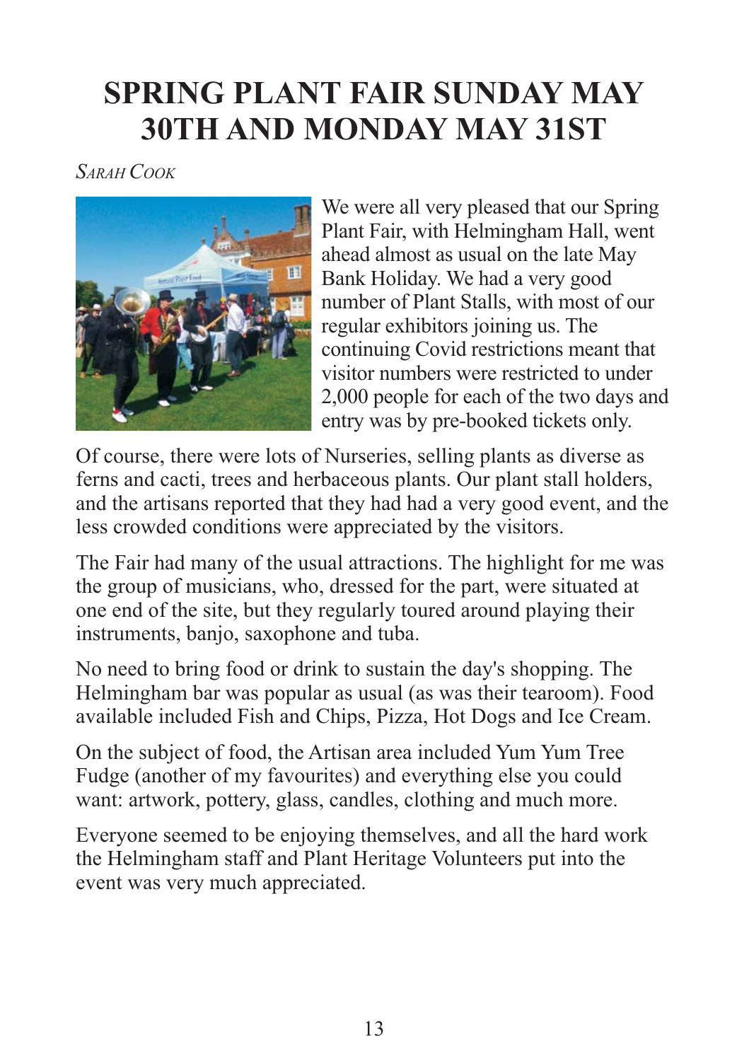# SPRING PLANT FAIR SUNDAY MAY 30TH AND MONDAY MAY 31ST

*Sarah Cook*

We were all very pleased that our Spring Plant Fair, with Helmingham Hall, went ahead almost as usual on the late May Bank Holiday. We had a very good number of Plant Stalls, with most of our regular exhibitors joining us. The continuing Covid restrictions meant that visitor numbers were restricted to under 2,000 people for each of the two days and entry was by pre-booked tickets only.

Of course, there were lots of Nurseries, selling plants as diverse as ferns and cacti, trees and herbaceous plants. Our plant stall holders, and the artisans reported that they had had a very good event, and the less crowded conditions were appreciated by the visitors.

The Fair had many of the usual attractions. The highlight for me was the group of musicians, who, dressed for the part, were situated at one end of the site, but they regularly toured around playing their instruments, banjo, saxophone and tuba.

No need to bring food or drink to sustain the day's shopping. The Helmingham bar was popular as usual (as was their tearoom). Food available included Fish and Chips, Pizza, Hot Dogs and Ice Cream.

On the subject of food, the Artisan area included Yum Yum Tree Fudge (another of my favourites) and everything else you could want: artwork, pottery, glass, candles, clothing and much more.

Everyone seemed to be enjoying themselves, and all the hard work the Helmingham staff and Plant Heritage Volunteers put into the event was very much appreciated.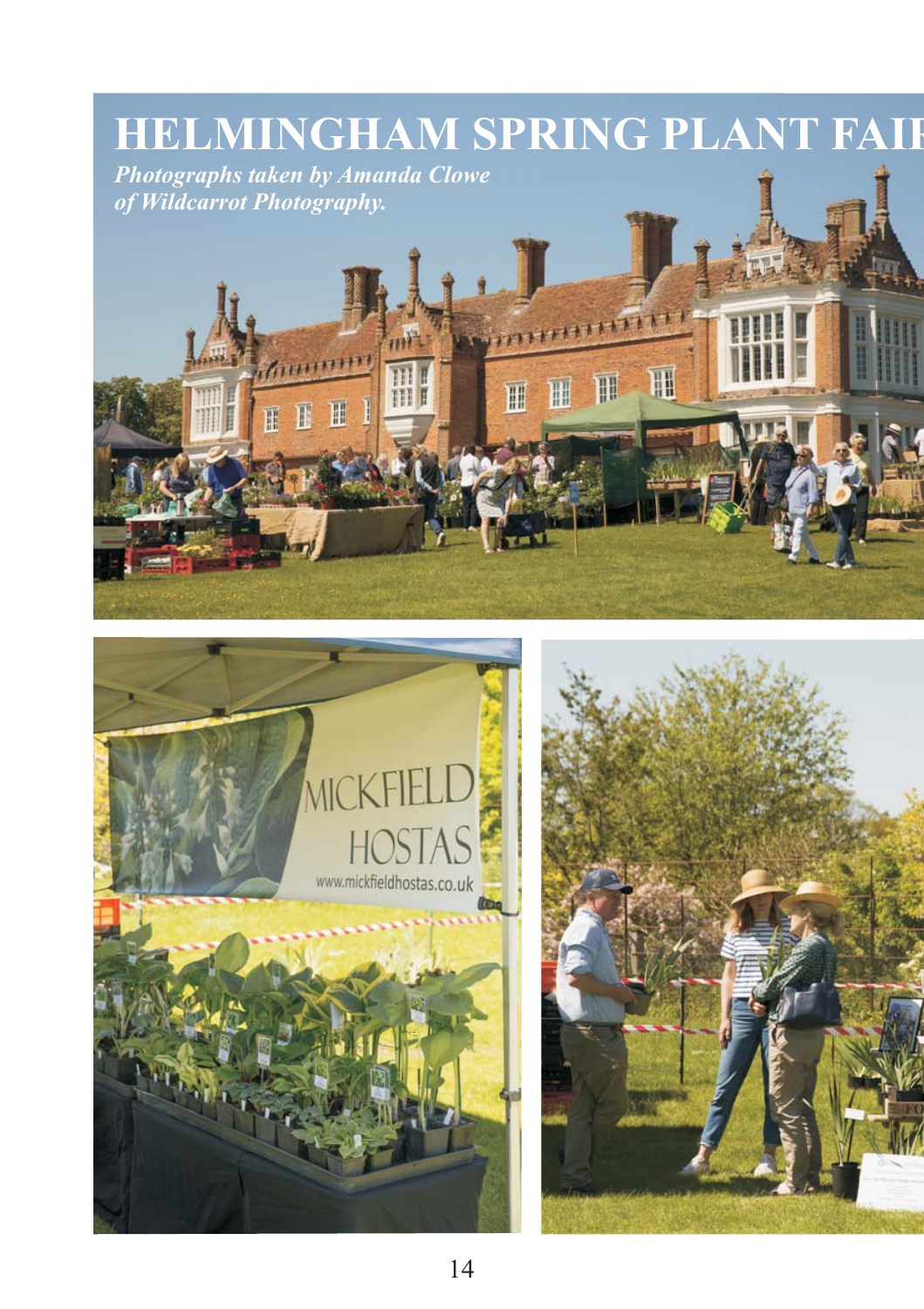# HELMINGHAM SPRING PLANT FAIR

***Photographs taken by Amanda Clowe of Wildcarrot Photography.***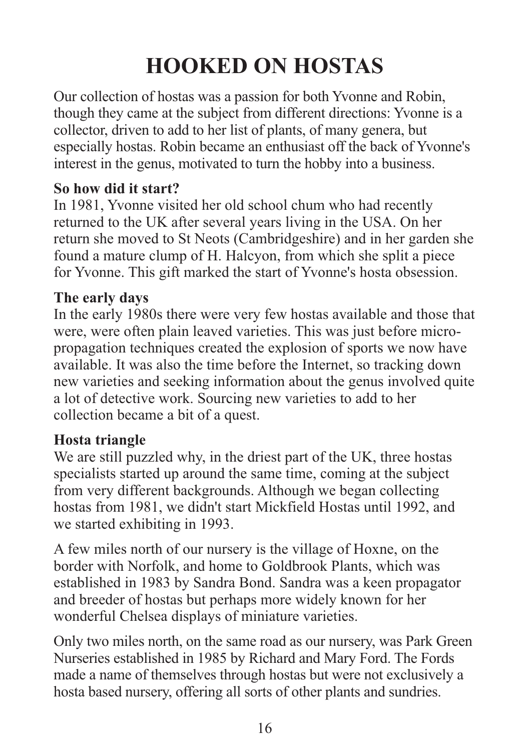# HOOKED ON HOSTAS

Our collection of hostas was a passion for both Yvonne and Robin, though they came at the subject from different directions: Yvonne is a collector, driven to add to her list of plants, of many genera, but especially hostas. Robin became an enthusiast off the back of Yvonne's interest in the genus, motivated to turn the hobby into a business.

**So how did it start?**

In 1981, Yvonne visited her old school chum who had recently returned to the UK after several years living in the USA. On her return she moved to St Neots (Cambridgeshire) and in her garden she found a mature clump of H. Halcyon, from which she split a piece for Yvonne. This gift marked the start of Yvonne's hosta obsession.

**The early days**

In the early 1980s there were very few hostas available and those that were, were often plain leaved varieties. This was just before micro-propagation techniques created the explosion of sports we now have available. It was also the time before the Internet, so tracking down new varieties and seeking information about the genus involved quite a lot of detective work. Sourcing new varieties to add to her collection became a bit of a quest.

**Hosta triangle**

We are still puzzled why, in the driest part of the UK, three hostas specialists started up around the same time, coming at the subject from very different backgrounds. Although we began collecting hostas from 1981, we didn't start Mickfield Hostas until 1992, and we started exhibiting in 1993.

A few miles north of our nursery is the village of Hoxne, on the border with Norfolk, and home to Goldbrook Plants, which was established in 1983 by Sandra Bond. Sandra was a keen propagator and breeder of hostas but perhaps more widely known for her wonderful Chelsea displays of miniature varieties.

Only two miles north, on the same road as our nursery, was Park Green Nurseries established in 1985 by Richard and Mary Ford. The Fords made a name of themselves through hostas but were not exclusively a hosta based nursery, offering all sorts of other plants and sundries.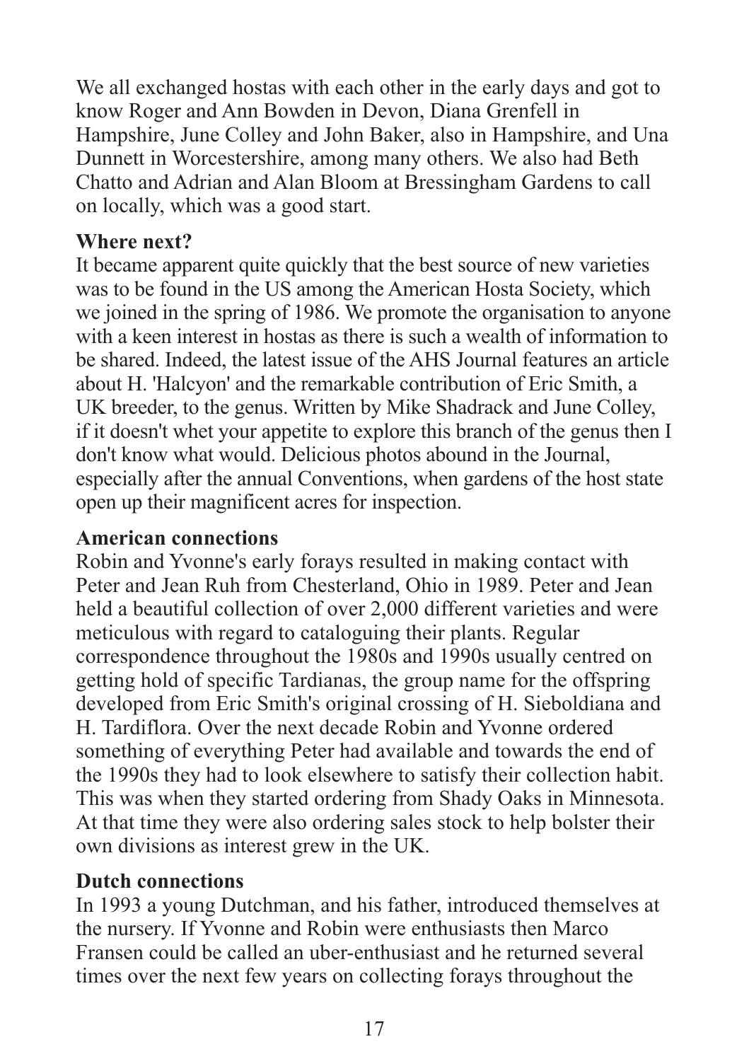We all exchanged hostas with each other in the early days and got to know Roger and Ann Bowden in Devon, Diana Grenfell in Hampshire, June Colley and John Baker, also in Hampshire, and Una Dunnett in Worcestershire, among many others. We also had Beth Chatto and Adrian and Alan Bloom at Bressingham Gardens to call on locally, which was a good start.

**Where next?**

It became apparent quite quickly that the best source of new varieties was to be found in the US among the American Hosta Society, which we joined in the spring of 1986. We promote the organisation to anyone with a keen interest in hostas as there is such a wealth of information to be shared. Indeed, the latest issue of the AHS Journal features an article about H. 'Halcyon' and the remarkable contribution of Eric Smith, a UK breeder, to the genus. Written by Mike Shadrack and June Colley, if it doesn't whet your appetite to explore this branch of the genus then I don't know what would. Delicious photos abound in the Journal, especially after the annual Conventions, when gardens of the host state open up their magnificent acres for inspection.

**American connections**

Robin and Yvonne's early forays resulted in making contact with Peter and Jean Ruh from Chesterland, Ohio in 1989. Peter and Jean held a beautiful collection of over 2,000 different varieties and were meticulous with regard to cataloguing their plants. Regular correspondence throughout the 1980s and 1990s usually centred on getting hold of specific Tardianas, the group name for the offspring developed from Eric Smith's original crossing of H. Sieboldiana and H. Tardiflora. Over the next decade Robin and Yvonne ordered something of everything Peter had available and towards the end of the 1990s they had to look elsewhere to satisfy their collection habit. This was when they started ordering from Shady Oaks in Minnesota. At that time they were also ordering sales stock to help bolster their own divisions as interest grew in the UK.

**Dutch connections**

In 1993 a young Dutchman, and his father, introduced themselves at the nursery. If Yvonne and Robin were enthusiasts then Marco Fransen could be called an uber-enthusiast and he returned several times over the next few years on collecting forays throughout the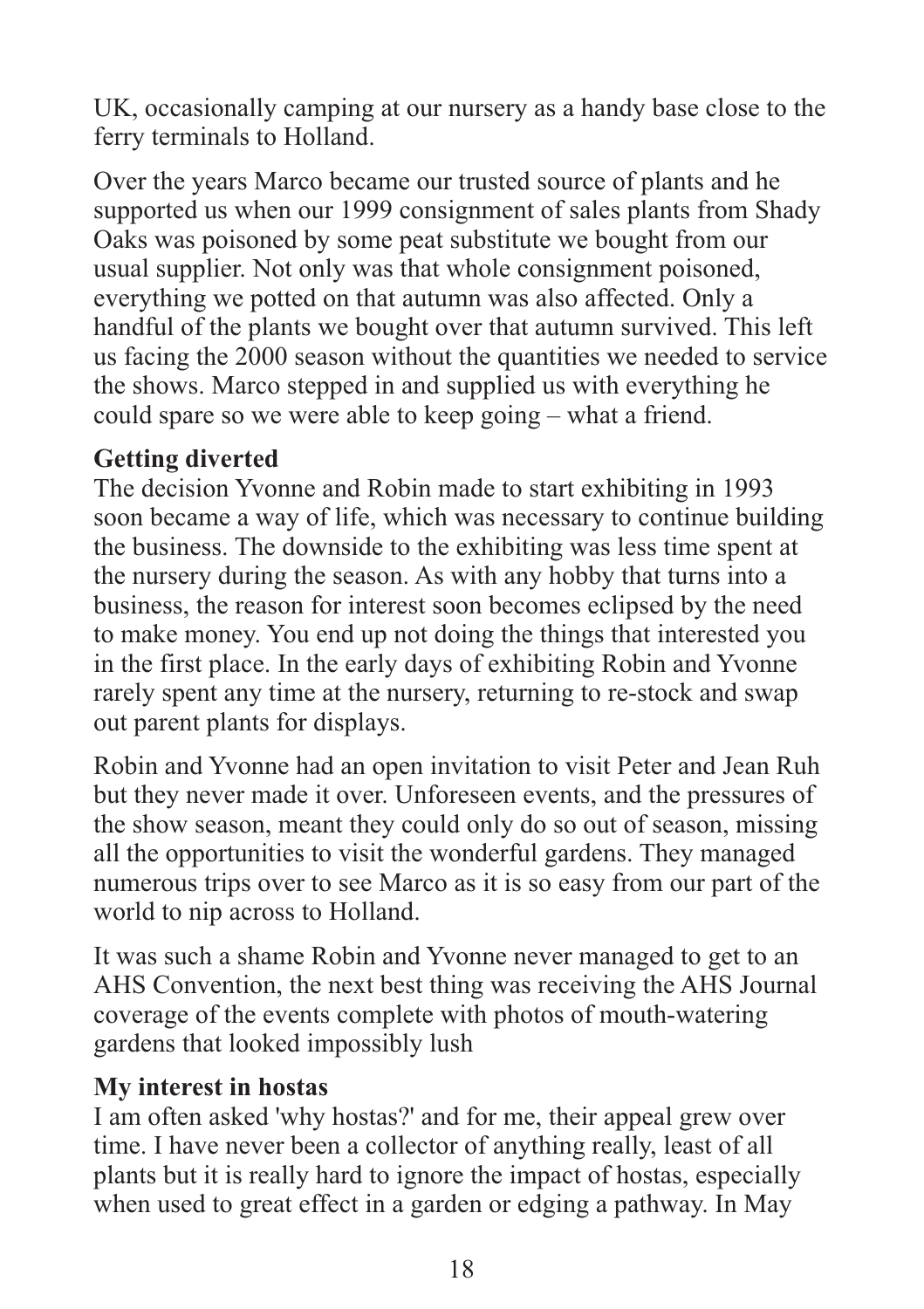UK, occasionally camping at our nursery as a handy base close to the ferry terminals to Holland.

Over the years Marco became our trusted source of plants and he supported us when our 1999 consignment of sales plants from Shady Oaks was poisoned by some peat substitute we bought from our usual supplier. Not only was that whole consignment poisoned, everything we potted on that autumn was also affected. Only a handful of the plants we bought over that autumn survived. This left us facing the 2000 season without the quantities we needed to service the shows. Marco stepped in and supplied us with everything he could spare so we were able to keep going – what a friend.

**Getting diverted**

The decision Yvonne and Robin made to start exhibiting in 1993 soon became a way of life, which was necessary to continue building the business. The downside to the exhibiting was less time spent at the nursery during the season. As with any hobby that turns into a business, the reason for interest soon becomes eclipsed by the need to make money. You end up not doing the things that interested you in the first place. In the early days of exhibiting Robin and Yvonne rarely spent any time at the nursery, returning to re-stock and swap out parent plants for displays.

Robin and Yvonne had an open invitation to visit Peter and Jean Ruh but they never made it over. Unforeseen events, and the pressures of the show season, meant they could only do so out of season, missing all the opportunities to visit the wonderful gardens. They managed numerous trips over to see Marco as it is so easy from our part of the world to nip across to Holland.

It was such a shame Robin and Yvonne never managed to get to an AHS Convention, the next best thing was receiving the AHS Journal coverage of the events complete with photos of mouth-watering gardens that looked impossibly lush

**My interest in hostas**

I am often asked 'why hostas?' and for me, their appeal grew over time. I have never been a collector of anything really, least of all plants but it is really hard to ignore the impact of hostas, especially when used to great effect in a garden or edging a pathway. In May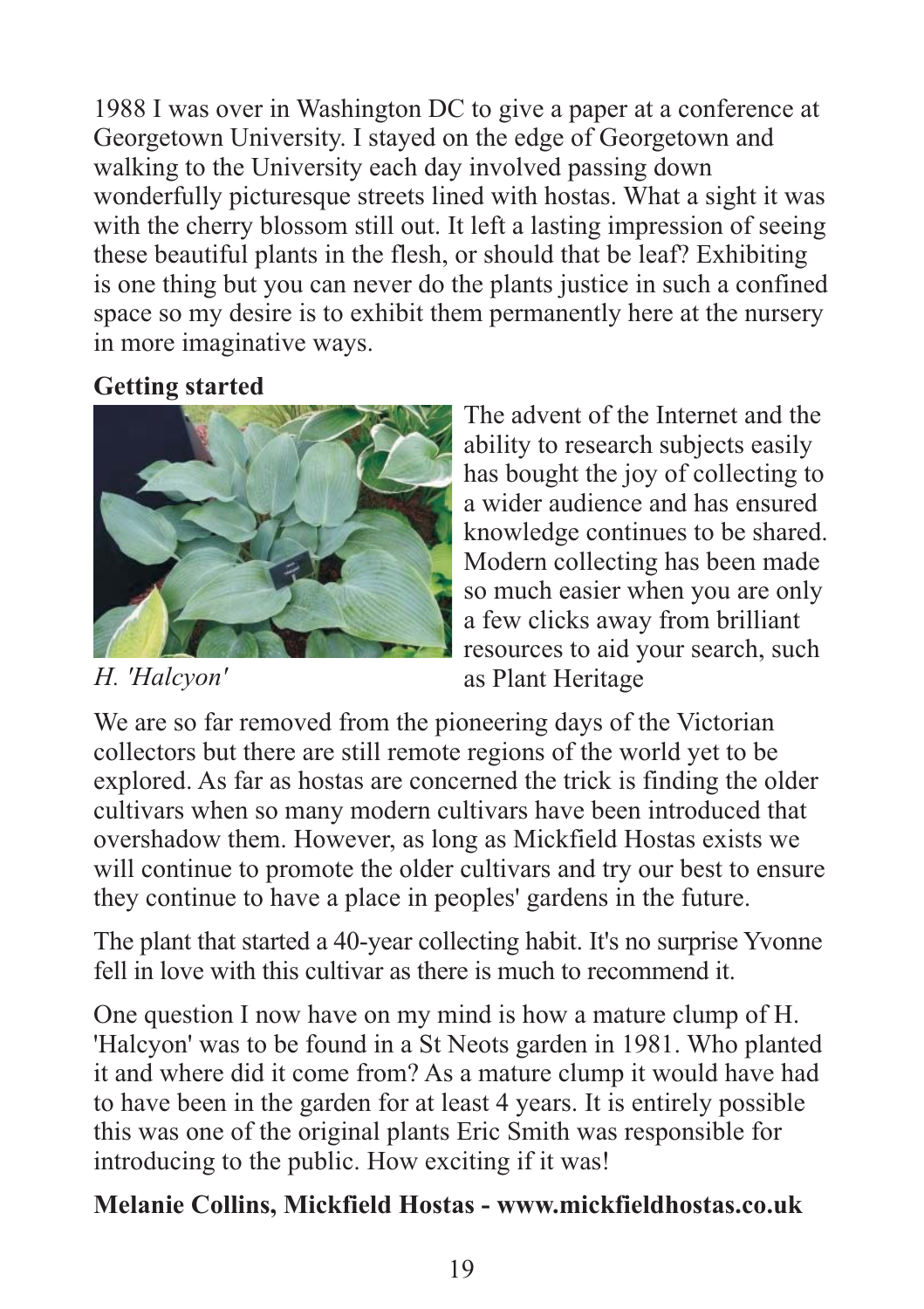1988 I was over in Washington DC to give a paper at a conference at Georgetown University. I stayed on the edge of Georgetown and walking to the University each day involved passing down wonderfully picturesque streets lined with hostas. What a sight it was with the cherry blossom still out. It left a lasting impression of seeing these beautiful plants in the flesh, or should that be leaf? Exhibiting is one thing but you can never do the plants justice in such a confined space so my desire is to exhibit them permanently here at the nursery in more imaginative ways.

**Getting started**

*H. 'Halcyon'*

The advent of the Internet and the ability to research subjects easily has bought the joy of collecting to a wider audience and has ensured knowledge continues to be shared. Modern collecting has been made so much easier when you are only a few clicks away from brilliant resources to aid your search, such as Plant Heritage

We are so far removed from the pioneering days of the Victorian collectors but there are still remote regions of the world yet to be explored. As far as hostas are concerned the trick is finding the older cultivars when so many modern cultivars have been introduced that overshadow them. However, as long as Mickfield Hostas exists we will continue to promote the older cultivars and try our best to ensure they continue to have a place in peoples' gardens in the future.

The plant that started a 40-year collecting habit. It's no surprise Yvonne fell in love with this cultivar as there is much to recommend it.

One question I now have on my mind is how a mature clump of H. 'Halcyon' was to be found in a St Neots garden in 1981. Who planted it and where did it come from? As a mature clump it would have had to have been in the garden for at least 4 years. It is entirely possible this was one of the original plants Eric Smith was responsible for introducing to the public. How exciting if it was!

**Melanie Collins, Mickfield Hostas - www.mickfieldhostas.co.uk**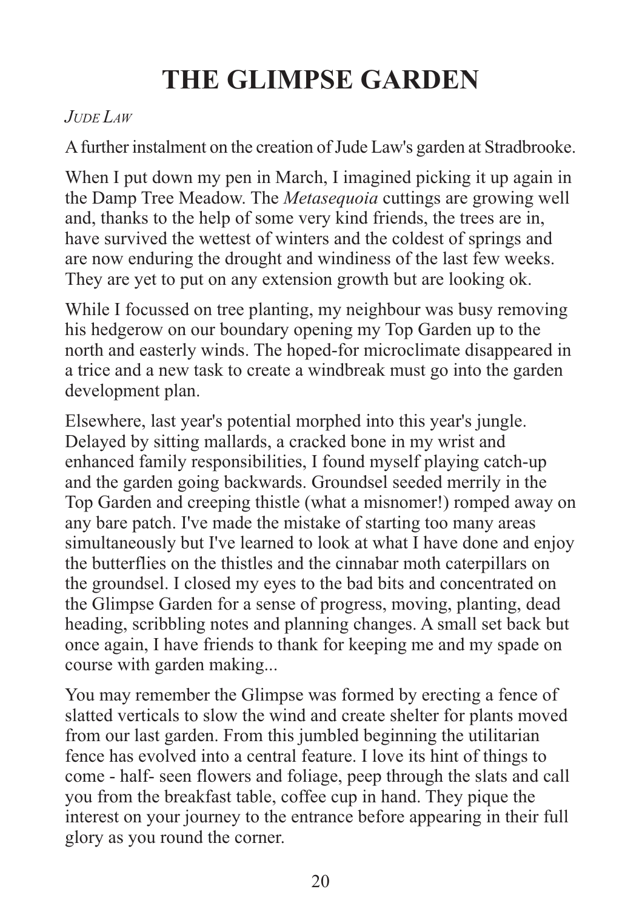# THE GLIMPSE GARDEN

*JUDE LAW*

A further instalment on the creation of Jude Law's garden at Stradbrooke.

When I put down my pen in March, I imagined picking it up again in the Damp Tree Meadow. The *Metasequoia* cuttings are growing well and, thanks to the help of some very kind friends, the trees are in, have survived the wettest of winters and the coldest of springs and are now enduring the drought and windiness of the last few weeks. They are yet to put on any extension growth but are looking ok.

While I focussed on tree planting, my neighbour was busy removing his hedgerow on our boundary opening my Top Garden up to the north and easterly winds. The hoped-for microclimate disappeared in a trice and a new task to create a windbreak must go into the garden development plan.

Elsewhere, last year's potential morphed into this year's jungle. Delayed by sitting mallards, a cracked bone in my wrist and enhanced family responsibilities, I found myself playing catch-up and the garden going backwards. Groundsel seeded merrily in the Top Garden and creeping thistle (what a misnomer!) romped away on any bare patch. I've made the mistake of starting too many areas simultaneously but I've learned to look at what I have done and enjoy the butterflies on the thistles and the cinnabar moth caterpillars on the groundsel. I closed my eyes to the bad bits and concentrated on the Glimpse Garden for a sense of progress, moving, planting, dead heading, scribbling notes and planning changes. A small set back but once again, I have friends to thank for keeping me and my spade on course with garden making...

You may remember the Glimpse was formed by erecting a fence of slatted verticals to slow the wind and create shelter for plants moved from our last garden. From this jumbled beginning the utilitarian fence has evolved into a central feature. I love its hint of things to come - half- seen flowers and foliage, peep through the slats and call you from the breakfast table, coffee cup in hand. They pique the interest on your journey to the entrance before appearing in their full glory as you round the corner.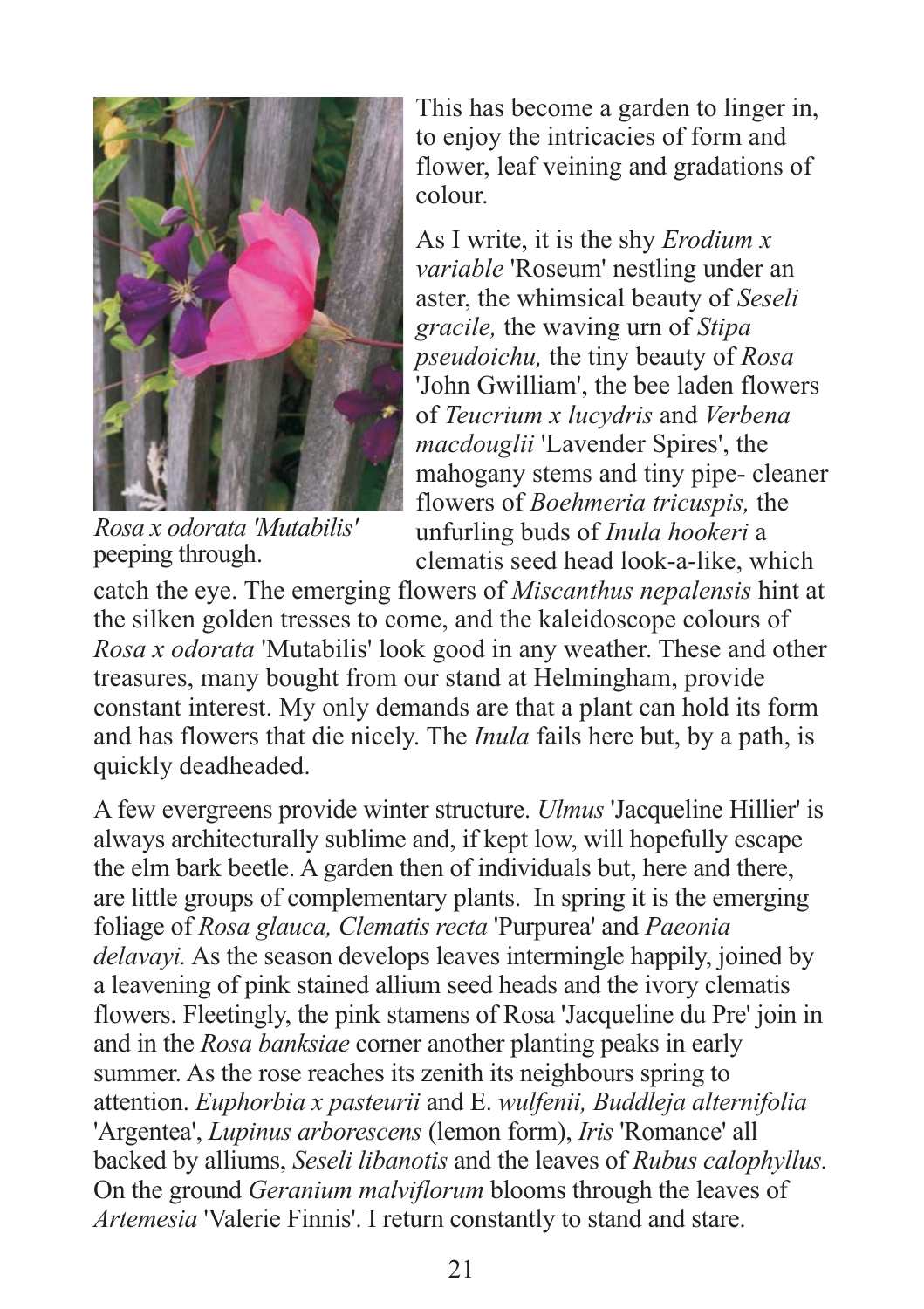*Rosa x odorata 'Mutabilis'* peeping through.

This has become a garden to linger in, to enjoy the intricacies of form and flower, leaf veining and gradations of colour.

As I write, it is the shy *Erodium x variable* 'Roseum' nestling under an aster, the whimsical beauty of *Seseli gracile,* the waving urn of *Stipa pseudoichu,* the tiny beauty of *Rosa* 'John Gwilliam', the bee laden flowers of *Teucrium x lucydris* and *Verbena macdouglii* 'Lavender Spires', the mahogany stems and tiny pipe- cleaner flowers of *Boehmeria tricuspis,* the unfurling buds of *Inula hookeri* a clematis seed head look-a-like, which catch the eye. The emerging flowers of *Miscanthus nepalensis* hint at the silken golden tresses to come, and the kaleidoscope colours of *Rosa x odorata* 'Mutabilis' look good in any weather. These and other treasures, many bought from our stand at Helmingham, provide constant interest. My only demands are that a plant can hold its form and has flowers that die nicely. The *Inula* fails here but, by a path, is quickly deadheaded.

A few evergreens provide winter structure. *Ulmus* 'Jacqueline Hillier' is always architecturally sublime and, if kept low, will hopefully escape the elm bark beetle. A garden then of individuals but, here and there, are little groups of complementary plants. In spring it is the emerging foliage of *Rosa glauca, Clematis recta* 'Purpurea' and *Paeonia delavayi.* As the season develops leaves intermingle happily, joined by a leavening of pink stained allium seed heads and the ivory clematis flowers. Fleetingly, the pink stamens of Rosa 'Jacqueline du Pre' join in and in the *Rosa banksiae* corner another planting peaks in early summer. As the rose reaches its zenith its neighbours spring to attention. *Euphorbia x pasteurii* and E. *wulfenii, Buddleja alternifolia* 'Argentea', *Lupinus arborescens* (lemon form), *Iris* 'Romance' all backed by alliums, *Seseli libanotis* and the leaves of *Rubus calophyllus.* On the ground *Geranium malviflorum* blooms through the leaves of *Artemesia* 'Valerie Finnis'. I return constantly to stand and stare.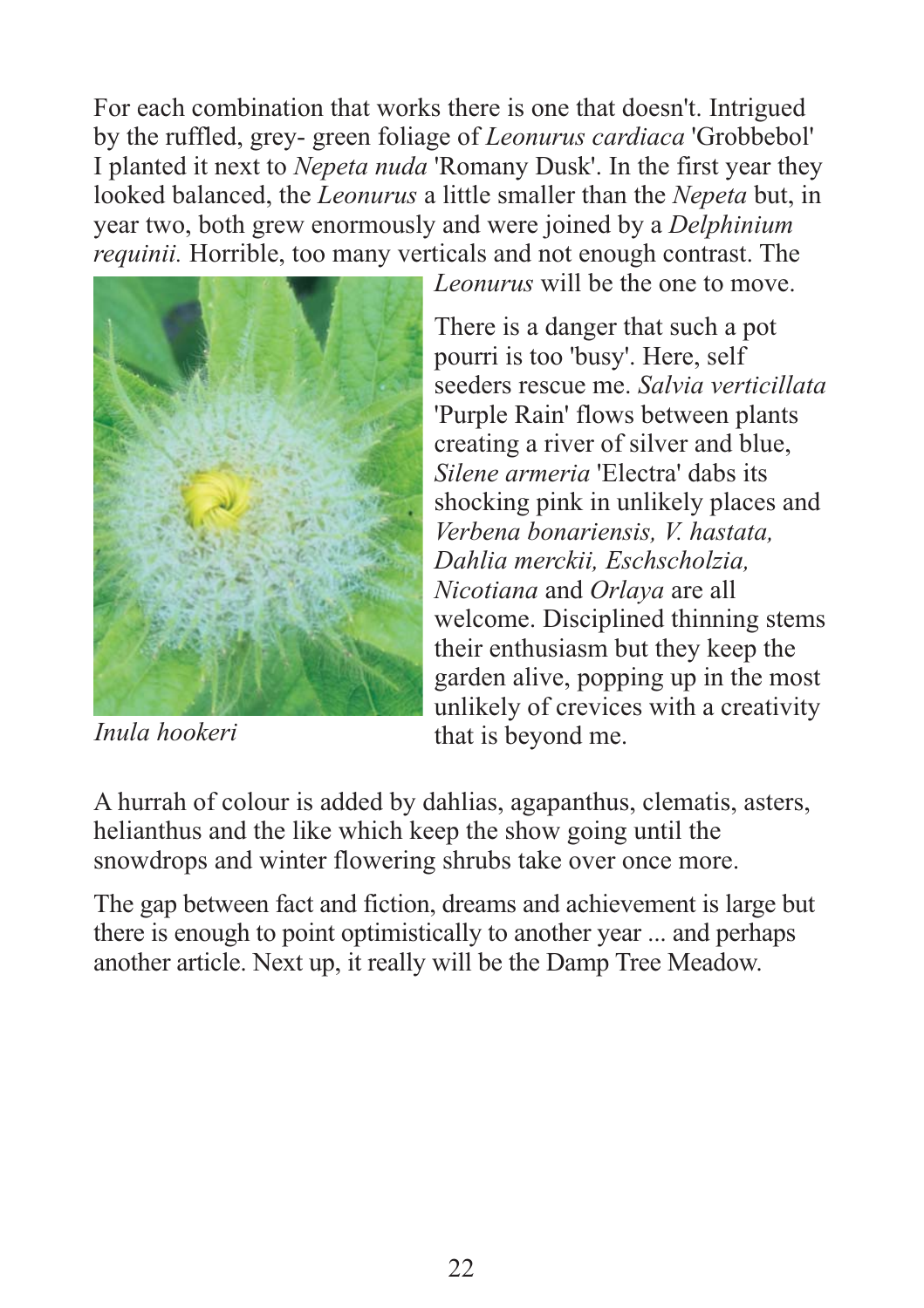For each combination that works there is one that doesn't. Intrigued by the ruffled, grey- green foliage of *Leonurus cardiaca* 'Grobbebol' I planted it next to *Nepeta nuda* 'Romany Dusk'. In the first year they looked balanced, the *Leonurus* a little smaller than the *Nepeta* but, in year two, both grew enormously and were joined by a *Delphinium requinii.* Horrible, too many verticals and not enough contrast. The *Leonurus* will be the one to move.

There is a danger that such a pot pourri is too 'busy'. Here, self seeders rescue me. *Salvia verticillata* 'Purple Rain' flows between plants creating a river of silver and blue, *Silene armeria* 'Electra' dabs its shocking pink in unlikely places and *Verbena bonariensis, V. hastata, Dahlia merckii, Eschscholzia, Nicotiana* and *Orlaya* are all welcome. Disciplined thinning stems their enthusiasm but they keep the garden alive, popping up in the most unlikely of crevices with a creativity that is beyond me.

*Inula hookeri*

A hurrah of colour is added by dahlias, agapanthus, clematis, asters, helianthus and the like which keep the show going until the snowdrops and winter flowering shrubs take over once more.

The gap between fact and fiction, dreams and achievement is large but there is enough to point optimistically to another year ... and perhaps another article. Next up, it really will be the Damp Tree Meadow.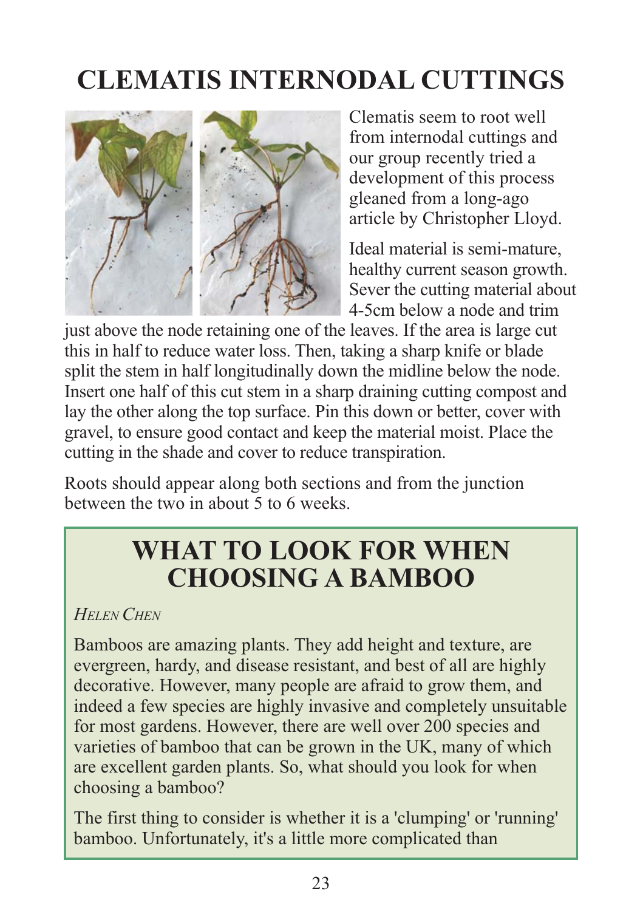# CLEMATIS INTERNODAL CUTTINGS

Clematis seem to root well from internodal cuttings and our group recently tried a development of this process gleaned from a long-ago article by Christopher Lloyd.

Ideal material is semi-mature, healthy current season growth. Sever the cutting material about 4-5cm below a node and trim just above the node retaining one of the leaves. If the area is large cut this in half to reduce water loss. Then, taking a sharp knife or blade split the stem in half longitudinally down the midline below the node. Insert one half of this cut stem in a sharp draining cutting compost and lay the other along the top surface. Pin this down or better, cover with gravel, to ensure good contact and keep the material moist. Place the cutting in the shade and cover to reduce transpiration.

Roots should appear along both sections and from the junction between the two in about 5 to 6 weeks.

## WHAT TO LOOK FOR WHEN CHOOSING A BAMBOO

*Helen Chen*

Bamboos are amazing plants. They add height and texture, are evergreen, hardy, and disease resistant, and best of all are highly decorative. However, many people are afraid to grow them, and indeed a few species are highly invasive and completely unsuitable for most gardens. However, there are well over 200 species and varieties of bamboo that can be grown in the UK, many of which are excellent garden plants. So, what should you look for when choosing a bamboo?

The first thing to consider is whether it is a 'clumping' or 'running' bamboo. Unfortunately, it's a little more complicated than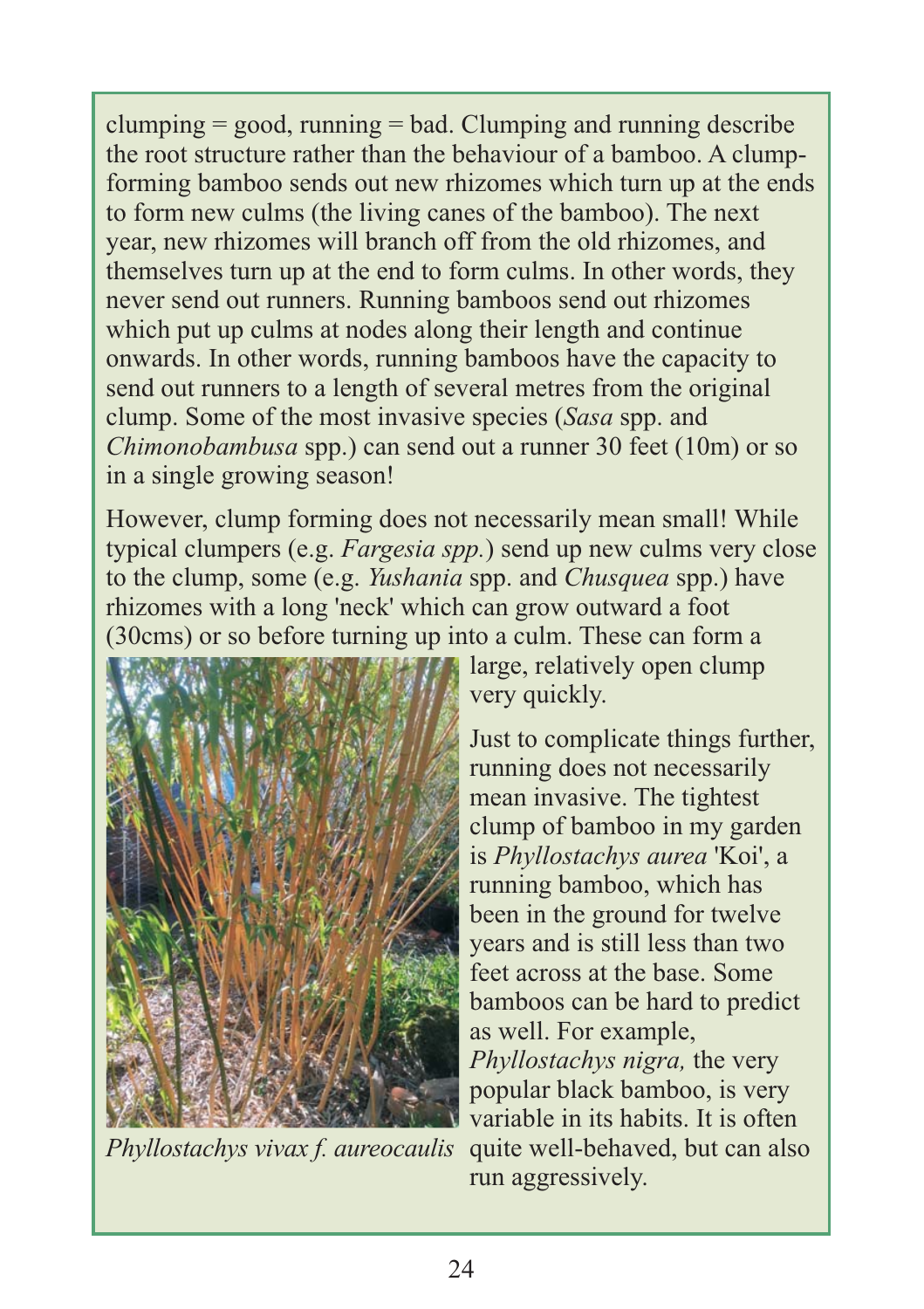clumping = good, running = bad. Clumping and running describe the root structure rather than the behaviour of a bamboo. A clump-forming bamboo sends out new rhizomes which turn up at the ends to form new culms (the living canes of the bamboo). The next year, new rhizomes will branch off from the old rhizomes, and themselves turn up at the end to form culms. In other words, they never send out runners. Running bamboos send out rhizomes which put up culms at nodes along their length and continue onwards. In other words, running bamboos have the capacity to send out runners to a length of several metres from the original clump. Some of the most invasive species (*Sasa* spp. and *Chimonobambusa* spp.) can send out a runner 30 feet (10m) or so in a single growing season!

However, clump forming does not necessarily mean small! While typical clumpers (e.g. *Fargesia spp.*) send up new culms very close to the clump, some (e.g. *Yushania* spp. and *Chusquea* spp.) have rhizomes with a long 'neck' which can grow outward a foot (30cms) or so before turning up into a culm. These can form a large, relatively open clump very quickly.

*Phyllostachys vivax f. aureocaulis*

Just to complicate things further, running does not necessarily mean invasive. The tightest clump of bamboo in my garden is *Phyllostachys aurea* 'Koi', a running bamboo, which has been in the ground for twelve years and is still less than two feet across at the base. Some bamboos can be hard to predict as well. For example, *Phyllostachys nigra,* the very popular black bamboo, is very variable in its habits. It is often quite well-behaved, but can also run aggressively.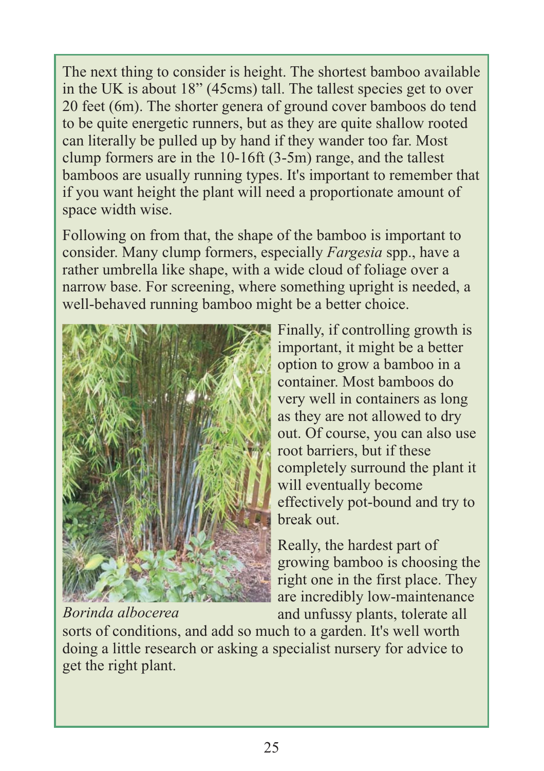The next thing to consider is height. The shortest bamboo available in the UK is about 18” (45cms) tall. The tallest species get to over 20 feet (6m). The shorter genera of ground cover bamboos do tend to be quite energetic runners, but as they are quite shallow rooted can literally be pulled up by hand if they wander too far. Most clump formers are in the 10-16ft (3-5m) range, and the tallest bamboos are usually running types. It's important to remember that if you want height the plant will need a proportionate amount of space width wise.

Following on from that, the shape of the bamboo is important to consider. Many clump formers, especially *Fargesia* spp., have a rather umbrella like shape, with a wide cloud of foliage over a narrow base. For screening, where something upright is needed, a well-behaved running bamboo might be a better choice.

*Borinda albocerea*

Finally, if controlling growth is important, it might be a better option to grow a bamboo in a container. Most bamboos do very well in containers as long as they are not allowed to dry out. Of course, you can also use root barriers, but if these completely surround the plant it will eventually become effectively pot-bound and try to break out.

Really, the hardest part of growing bamboo is choosing the right one in the first place. They are incredibly low-maintenance and unfussy plants, tolerate all sorts of conditions, and add so much to a garden. It's well worth doing a little research or asking a specialist nursery for advice to get the right plant.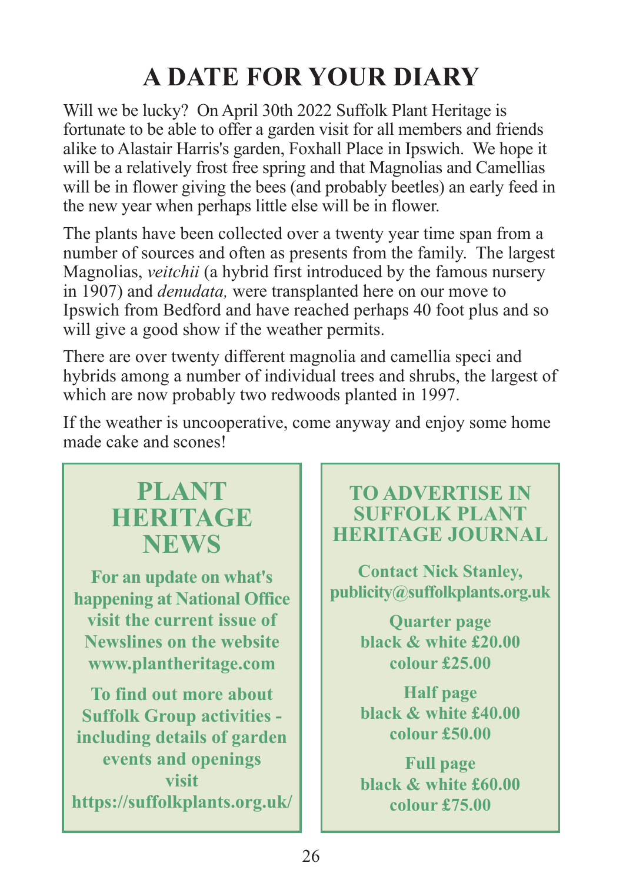# A DATE FOR YOUR DIARY

Will we be lucky? On April 30th 2022 Suffolk Plant Heritage is fortunate to be able to offer a garden visit for all members and friends alike to Alastair Harris's garden, Foxhall Place in Ipswich. We hope it will be a relatively frost free spring and that Magnolias and Camellias will be in flower giving the bees (and probably beetles) an early feed in the new year when perhaps little else will be in flower.

The plants have been collected over a twenty year time span from a number of sources and often as presents from the family. The largest Magnolias, *veitchii* (a hybrid first introduced by the famous nursery in 1907) and *denudata,* were transplanted here on our move to Ipswich from Bedford and have reached perhaps 40 foot plus and so will give a good show if the weather permits.

There are over twenty different magnolia and camellia speci and hybrids among a number of individual trees and shrubs, the largest of which are now probably two redwoods planted in 1997.

If the weather is uncooperative, come anyway and enjoy some home made cake and scones!

## PLANT HERITAGE NEWS

**For an update on what's happening at National Office visit the current issue of Newslines on the website www.plantheritage.com**

**To find out more about Suffolk Group activities - including details of garden events and openings visit https://suffolkplants.org.uk/**

## TO ADVERTISE IN SUFFOLK PLANT HERITAGE JOURNAL

**Contact Nick Stanley, publicity@suffolkplants.org.uk**

**Quarter page**
**black & white £20.00**
**colour £25.00**

**Half page**
**black & white £40.00**
**colour £50.00**

**Full page**
**black & white £60.00**
**colour £75.00**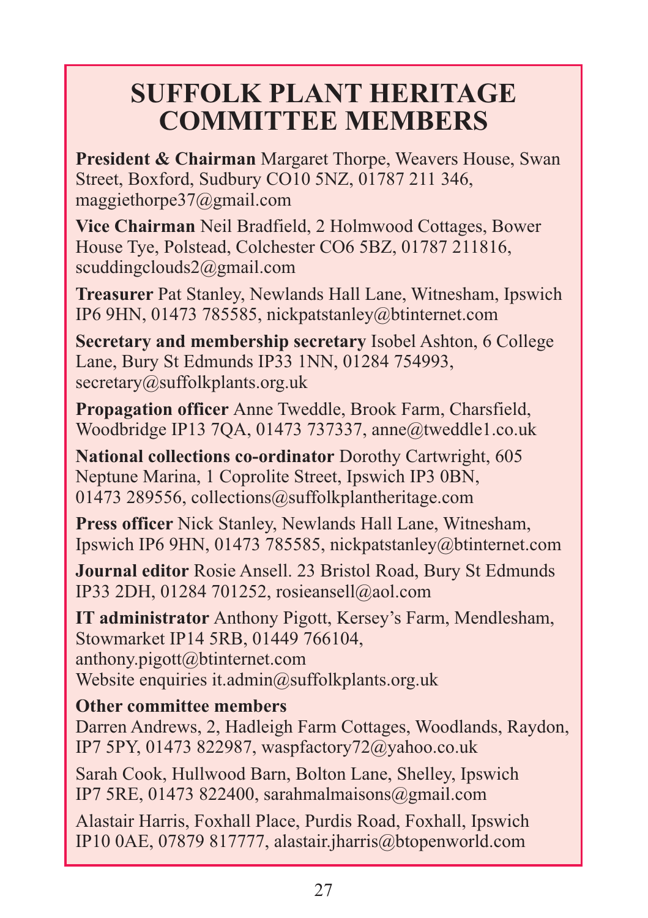# SUFFOLK PLANT HERITAGE COMMITTEE MEMBERS

**President & Chairman** Margaret Thorpe, Weavers House, Swan Street, Boxford, Sudbury CO10 5NZ, 01787 211 346, maggiethorpe37@gmail.com

**Vice Chairman** Neil Bradfield, 2 Holmwood Cottages, Bower House Tye, Polstead, Colchester CO6 5BZ, 01787 211816, scuddingclouds2@gmail.com

**Treasurer** Pat Stanley, Newlands Hall Lane, Witnesham, Ipswich IP6 9HN, 01473 785585, nickpatstanley@btinternet.com

**Secretary and membership secretary** Isobel Ashton, 6 College Lane, Bury St Edmunds IP33 1NN, 01284 754993, secretary@suffolkplants.org.uk

**Propagation officer** Anne Tweddle, Brook Farm, Charsfield, Woodbridge IP13 7QA, 01473 737337, anne@tweddle1.co.uk

**National collections co-ordinator** Dorothy Cartwright, 605 Neptune Marina, 1 Coprolite Street, Ipswich IP3 0BN, 01473 289556, collections@suffolkplantheritage.com

**Press officer** Nick Stanley, Newlands Hall Lane, Witnesham, Ipswich IP6 9HN, 01473 785585, nickpatstanley@btinternet.com

**Journal editor** Rosie Ansell. 23 Bristol Road, Bury St Edmunds IP33 2DH, 01284 701252, rosieansell@aol.com

**IT administrator** Anthony Pigott, Kersey's Farm, Mendlesham, Stowmarket IP14 5RB, 01449 766104, anthony.pigott@btinternet.com
Website enquiries it.admin@suffolkplants.org.uk

**Other committee members**
Darren Andrews, 2, Hadleigh Farm Cottages, Woodlands, Raydon, IP7 5PY, 01473 822987, waspfactory72@yahoo.co.uk

Sarah Cook, Hullwood Barn, Bolton Lane, Shelley, Ipswich IP7 5RE, 01473 822400, sarahmalmaisons@gmail.com

Alastair Harris, Foxhall Place, Purdis Road, Foxhall, Ipswich IP10 0AE, 07879 817777, alastair.jharris@btopenworld.com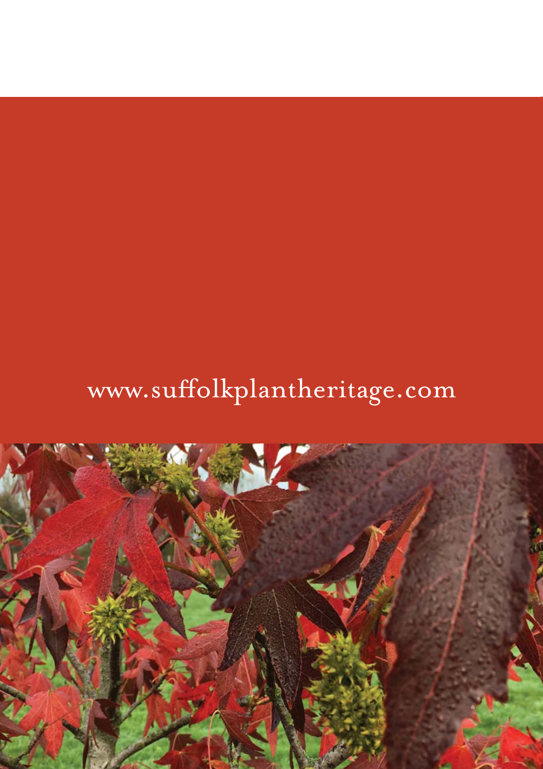www.suffolkplantheritage.com